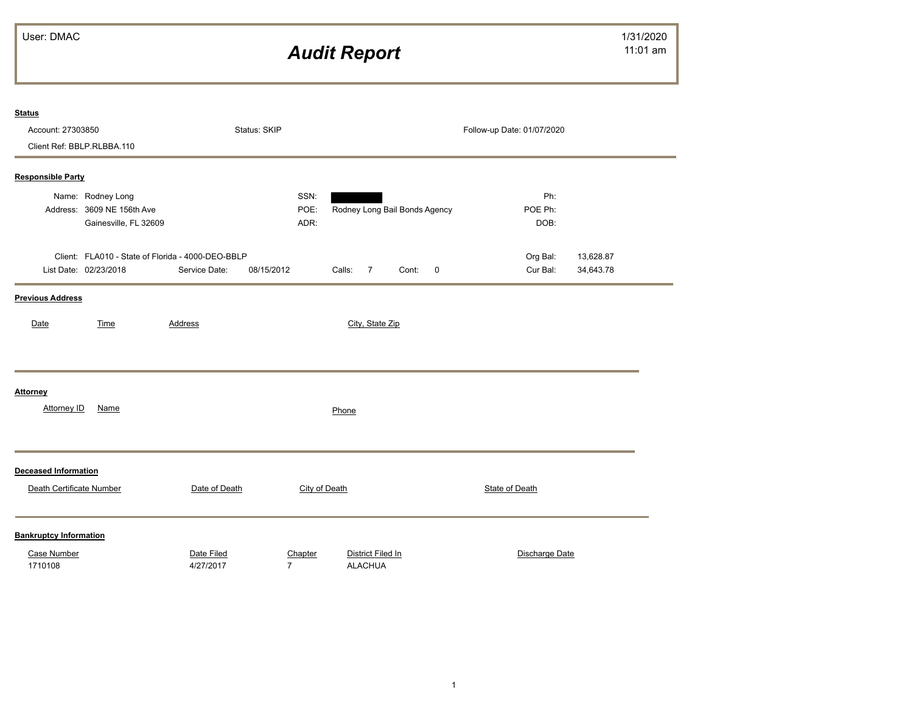User: DMAC

# *Audit Report*

1/31/2020
11:01 am

**Status**

Account: 27303850 | Status: SKIP | Follow-up Date: 01/07/2020

Client Ref: BBLP.RLBBA.110

**Responsible Party**

| | | | | | |
|---|---|---|---|---|---|
| Name: | Rodney Long | SSN: | [REDACTED] | Ph: | |
| Address: | 3609 NE 156th Ave | POE: | Rodney Long Bail Bonds Agency | POE Ph: | |
| | Gainesville, FL 32609 | ADR: | | DOB: | |

Client: FLA010 - State of Florida - 4000-DEO-BBLP | Org Bal: 13,628.87

List Date: 02/23/2018 | Service Date: 08/15/2012 | Calls: 7 | Cont: 0 | Cur Bal: 34,643.78

**Previous Address**

| Date | Time | Address | City, State Zip |
|---|---|---|---|

**Attorney**

| Attorney ID | Name | Phone |
|---|---|---|

**Deceased Information**

| Death Certificate Number | Date of Death | City of Death | State of Death |
|---|---|---|---|

**Bankruptcy Information**

| Case Number | Date Filed | Chapter | District Filed In | Discharge Date |
|---|---|---|---|---|
| 1710108 | 4/27/2017 | 7 | ALACHUA | |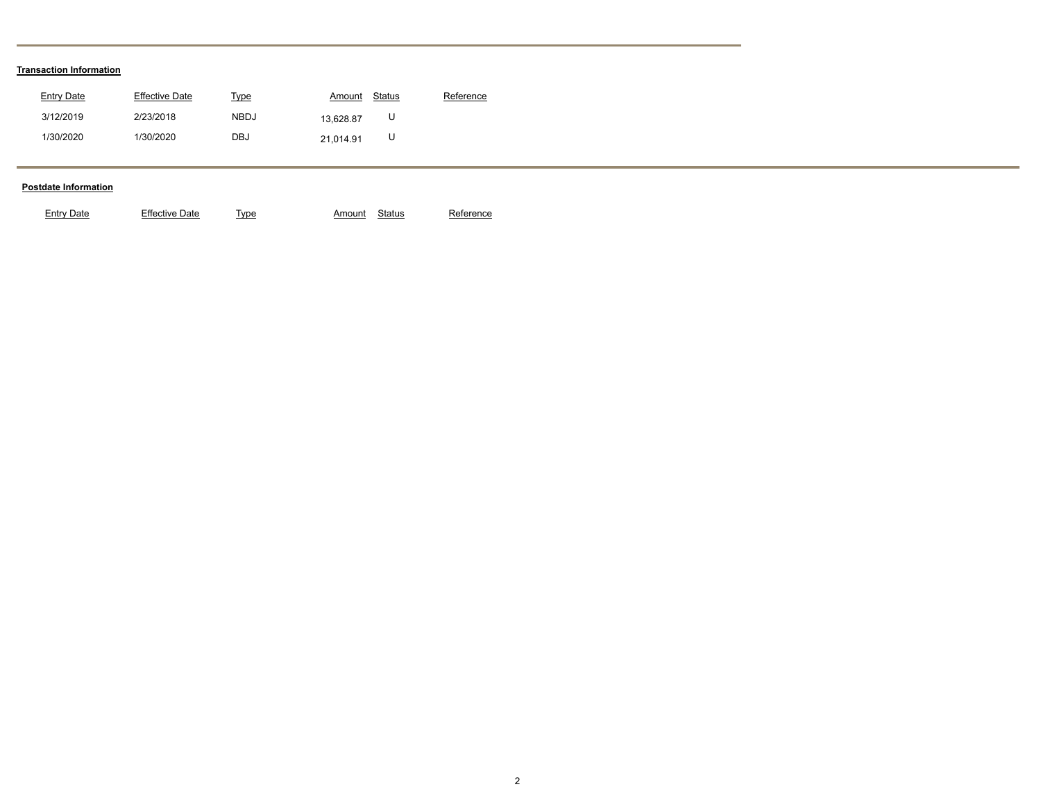**Transaction Information**

| Entry Date | Effective Date | Type | Amount | Status | Reference |
| --- | --- | --- | --- | --- | --- |
| 3/12/2019 | 2/23/2018 | NBDJ | 13,628.87 | U | |
| 1/30/2020 | 1/30/2020 | DBJ | 21,014.91 | U | |

**Postdate Information**

| Entry Date | Effective Date | Type | Amount | Status | Reference |
| --- | --- | --- | --- | --- | --- |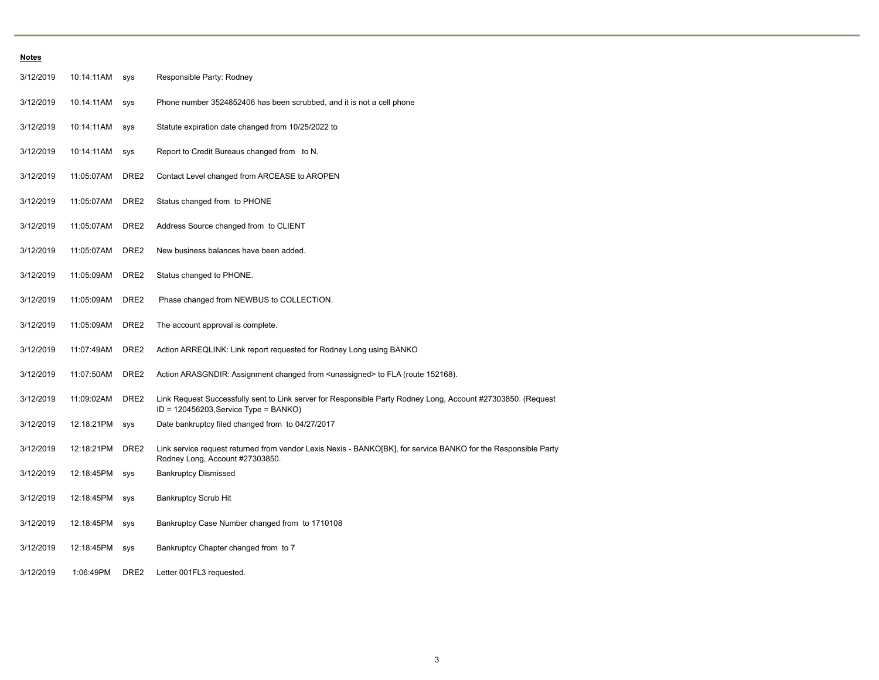**Notes**

| | | | |
|---|---|---|---|
| 3/12/2019 | 10:14:11AM | sys | Responsible Party: Rodney |
| 3/12/2019 | 10:14:11AM | sys | Phone number 3524852406 has been scrubbed, and it is not a cell phone |
| 3/12/2019 | 10:14:11AM | sys | Statute expiration date changed from 10/25/2022 to |
| 3/12/2019 | 10:14:11AM | sys | Report to Credit Bureaus changed from to N. |
| 3/12/2019 | 11:05:07AM | DRE2 | Contact Level changed from ARCEASE to AROPEN |
| 3/12/2019 | 11:05:07AM | DRE2 | Status changed from to PHONE |
| 3/12/2019 | 11:05:07AM | DRE2 | Address Source changed from to CLIENT |
| 3/12/2019 | 11:05:07AM | DRE2 | New business balances have been added. |
| 3/12/2019 | 11:05:09AM | DRE2 | Status changed to PHONE. |
| 3/12/2019 | 11:05:09AM | DRE2 | Phase changed from NEWBUS to COLLECTION. |
| 3/12/2019 | 11:05:09AM | DRE2 | The account approval is complete. |
| 3/12/2019 | 11:07:49AM | DRE2 | Action ARREQLINK: Link report requested for Rodney Long using BANKO |
| 3/12/2019 | 11:07:50AM | DRE2 | Action ARASGNDIR: Assignment changed from <unassigned> to FLA (route 152168). |
| 3/12/2019 | 11:09:02AM | DRE2 | Link Request Successfully sent to Link server for Responsible Party Rodney Long, Account #27303850. (Request ID = 120456203,Service Type = BANKO) |
| 3/12/2019 | 12:18:21PM | sys | Date bankruptcy filed changed from to 04/27/2017 |
| 3/12/2019 | 12:18:21PM | DRE2 | Link service request returned from vendor Lexis Nexis - BANKO[BK], for service BANKO for the Responsible Party Rodney Long, Account #27303850. |
| 3/12/2019 | 12:18:45PM | sys | Bankruptcy Dismissed |
| 3/12/2019 | 12:18:45PM | sys | Bankruptcy Scrub Hit |
| 3/12/2019 | 12:18:45PM | sys | Bankruptcy Case Number changed from to 1710108 |
| 3/12/2019 | 12:18:45PM | sys | Bankruptcy Chapter changed from to 7 |
| 3/12/2019 | 1:06:49PM | DRE2 | Letter 001FL3 requested. |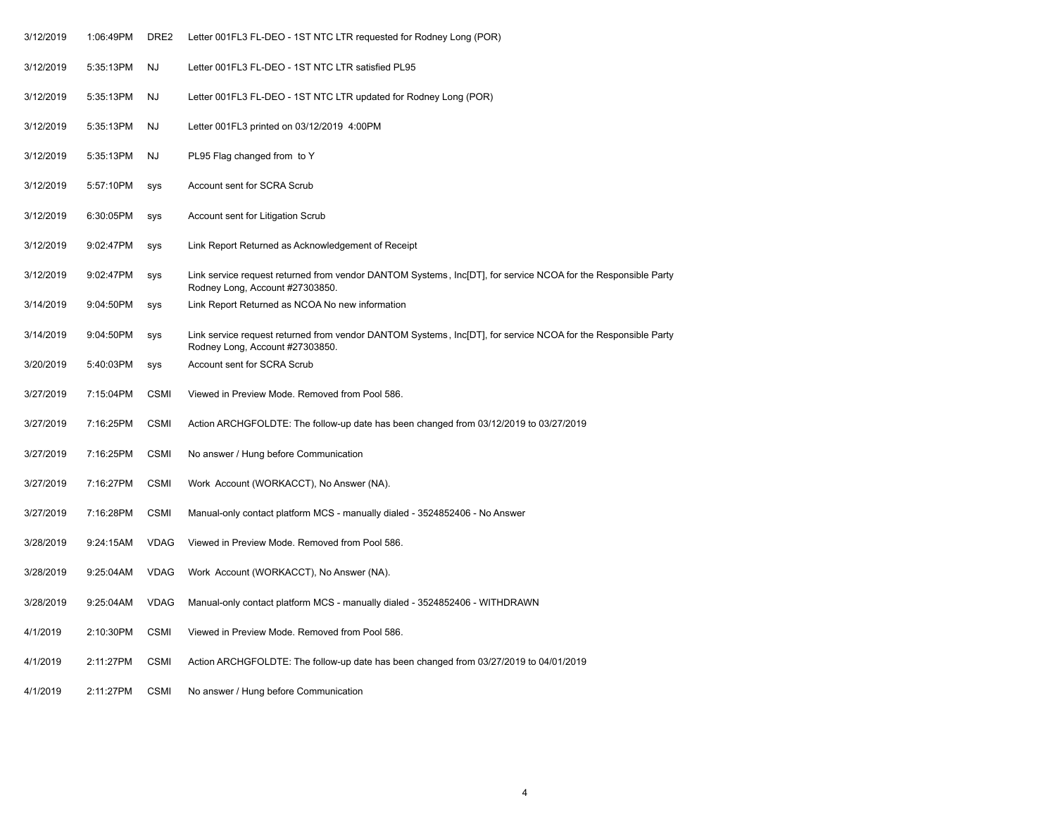| | | | |
|---|---|---|---|
| 3/12/2019 | 1:06:49PM | DRE2 | Letter 001FL3 FL-DEO - 1ST NTC LTR requested for Rodney Long (POR) |
| 3/12/2019 | 5:35:13PM | NJ | Letter 001FL3 FL-DEO - 1ST NTC LTR satisfied PL95 |
| 3/12/2019 | 5:35:13PM | NJ | Letter 001FL3 FL-DEO - 1ST NTC LTR updated for Rodney Long (POR) |
| 3/12/2019 | 5:35:13PM | NJ | Letter 001FL3 printed on 03/12/2019 4:00PM |
| 3/12/2019 | 5:35:13PM | NJ | PL95 Flag changed from to Y |
| 3/12/2019 | 5:57:10PM | sys | Account sent for SCRA Scrub |
| 3/12/2019 | 6:30:05PM | sys | Account sent for Litigation Scrub |
| 3/12/2019 | 9:02:47PM | sys | Link Report Returned as Acknowledgement of Receipt |
| 3/12/2019 | 9:02:47PM | sys | Link service request returned from vendor DANTOM Systems, Inc[DT], for service NCOA for the Responsible Party Rodney Long, Account #27303850. |
| 3/14/2019 | 9:04:50PM | sys | Link Report Returned as NCOA No new information |
| 3/14/2019 | 9:04:50PM | sys | Link service request returned from vendor DANTOM Systems, Inc[DT], for service NCOA for the Responsible Party Rodney Long, Account #27303850. |
| 3/20/2019 | 5:40:03PM | sys | Account sent for SCRA Scrub |
| 3/27/2019 | 7:15:04PM | CSMI | Viewed in Preview Mode. Removed from Pool 586. |
| 3/27/2019 | 7:16:25PM | CSMI | Action ARCHGFOLDTE: The follow-up date has been changed from 03/12/2019 to 03/27/2019 |
| 3/27/2019 | 7:16:25PM | CSMI | No answer / Hung before Communication |
| 3/27/2019 | 7:16:27PM | CSMI | Work Account (WORKACCT), No Answer (NA). |
| 3/27/2019 | 7:16:28PM | CSMI | Manual-only contact platform MCS - manually dialed - 3524852406 - No Answer |
| 3/28/2019 | 9:24:15AM | VDAG | Viewed in Preview Mode. Removed from Pool 586. |
| 3/28/2019 | 9:25:04AM | VDAG | Work Account (WORKACCT), No Answer (NA). |
| 3/28/2019 | 9:25:04AM | VDAG | Manual-only contact platform MCS - manually dialed - 3524852406 - WITHDRAWN |
| 4/1/2019 | 2:10:30PM | CSMI | Viewed in Preview Mode. Removed from Pool 586. |
| 4/1/2019 | 2:11:27PM | CSMI | Action ARCHGFOLDTE: The follow-up date has been changed from 03/27/2019 to 04/01/2019 |
| 4/1/2019 | 2:11:27PM | CSMI | No answer / Hung before Communication |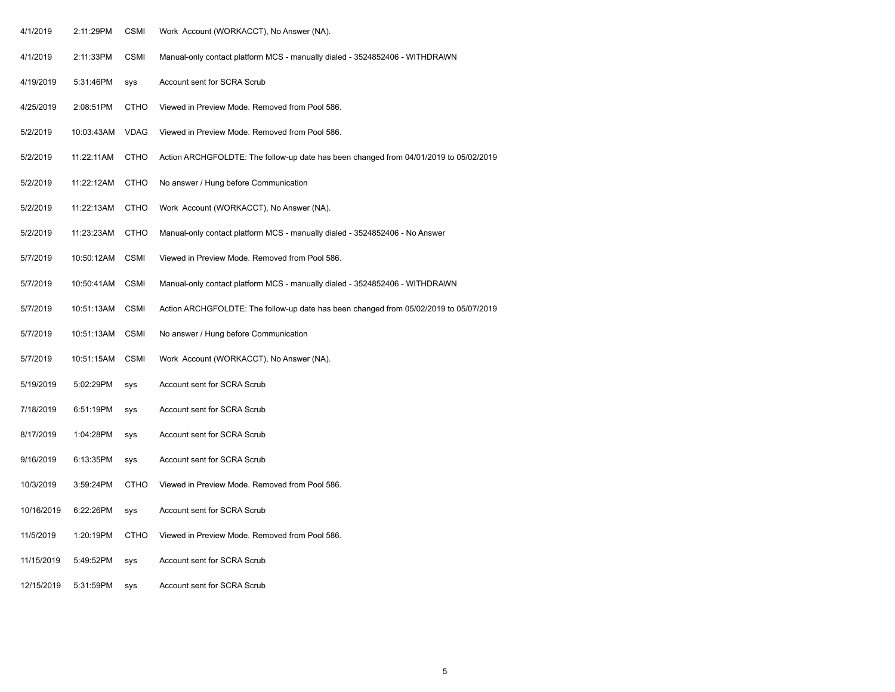| | | | |
|---|---|---|---|
| 4/1/2019 | 2:11:29PM | CSMI | Work Account (WORKACCT), No Answer (NA). |
| 4/1/2019 | 2:11:33PM | CSMI | Manual-only contact platform MCS - manually dialed - 3524852406 - WITHDRAWN |
| 4/19/2019 | 5:31:46PM | sys | Account sent for SCRA Scrub |
| 4/25/2019 | 2:08:51PM | CTHO | Viewed in Preview Mode. Removed from Pool 586. |
| 5/2/2019 | 10:03:43AM | VDAG | Viewed in Preview Mode. Removed from Pool 586. |
| 5/2/2019 | 11:22:11AM | CTHO | Action ARCHGFOLDTE: The follow-up date has been changed from 04/01/2019 to 05/02/2019 |
| 5/2/2019 | 11:22:12AM | CTHO | No answer / Hung before Communication |
| 5/2/2019 | 11:22:13AM | CTHO | Work Account (WORKACCT), No Answer (NA). |
| 5/2/2019 | 11:23:23AM | CTHO | Manual-only contact platform MCS - manually dialed - 3524852406 - No Answer |
| 5/7/2019 | 10:50:12AM | CSMI | Viewed in Preview Mode. Removed from Pool 586. |
| 5/7/2019 | 10:50:41AM | CSMI | Manual-only contact platform MCS - manually dialed - 3524852406 - WITHDRAWN |
| 5/7/2019 | 10:51:13AM | CSMI | Action ARCHGFOLDTE: The follow-up date has been changed from 05/02/2019 to 05/07/2019 |
| 5/7/2019 | 10:51:13AM | CSMI | No answer / Hung before Communication |
| 5/7/2019 | 10:51:15AM | CSMI | Work Account (WORKACCT), No Answer (NA). |
| 5/19/2019 | 5:02:29PM | sys | Account sent for SCRA Scrub |
| 7/18/2019 | 6:51:19PM | sys | Account sent for SCRA Scrub |
| 8/17/2019 | 1:04:28PM | sys | Account sent for SCRA Scrub |
| 9/16/2019 | 6:13:35PM | sys | Account sent for SCRA Scrub |
| 10/3/2019 | 3:59:24PM | CTHO | Viewed in Preview Mode. Removed from Pool 586. |
| 10/16/2019 | 6:22:26PM | sys | Account sent for SCRA Scrub |
| 11/5/2019 | 1:20:19PM | CTHO | Viewed in Preview Mode. Removed from Pool 586. |
| 11/15/2019 | 5:49:52PM | sys | Account sent for SCRA Scrub |
| 12/15/2019 | 5:31:59PM | sys | Account sent for SCRA Scrub |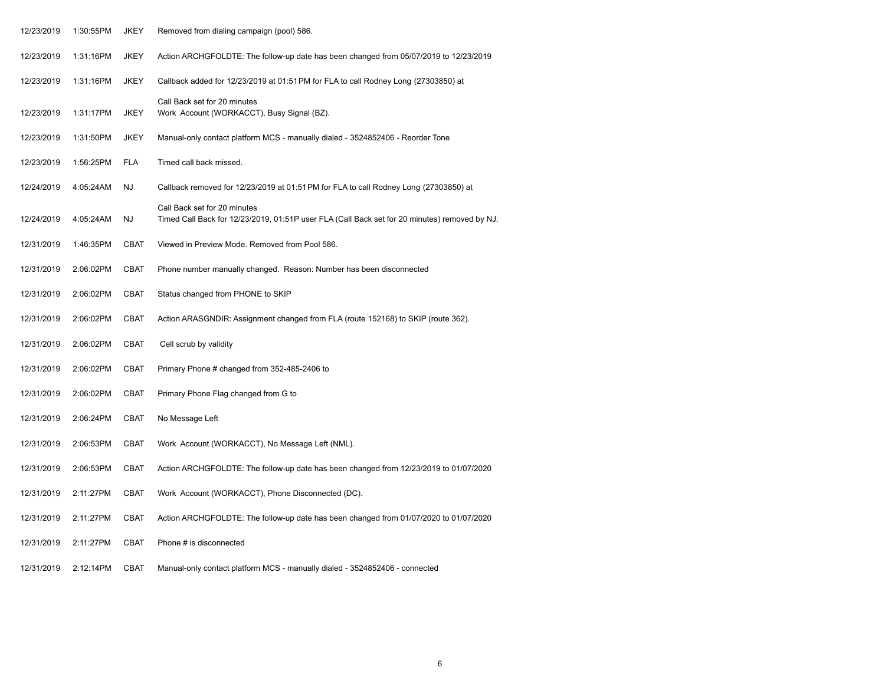| | | | |
|---|---|---|---|
| 12/23/2019 | 1:30:55PM | JKEY | Removed from dialing campaign (pool) 586. |
| 12/23/2019 | 1:31:16PM | JKEY | Action ARCHGFOLDTE: The follow-up date has been changed from 05/07/2019 to 12/23/2019 |
| 12/23/2019 | 1:31:16PM | JKEY | Callback added for 12/23/2019 at 01:51PM for FLA to call Rodney Long (27303850) at<br>Call Back set for 20 minutes |
| 12/23/2019 | 1:31:17PM | JKEY | Work Account (WORKACCT), Busy Signal (BZ). |
| 12/23/2019 | 1:31:50PM | JKEY | Manual-only contact platform MCS - manually dialed - 3524852406 - Reorder Tone |
| 12/23/2019 | 1:56:25PM | FLA | Timed call back missed. |
| 12/24/2019 | 4:05:24AM | NJ | Callback removed for 12/23/2019 at 01:51PM for FLA to call Rodney Long (27303850) at<br>Call Back set for 20 minutes |
| 12/24/2019 | 4:05:24AM | NJ | Timed Call Back for 12/23/2019, 01:51P user FLA (Call Back set for 20 minutes) removed by NJ. |
| 12/31/2019 | 1:46:35PM | CBAT | Viewed in Preview Mode. Removed from Pool 586. |
| 12/31/2019 | 2:06:02PM | CBAT | Phone number manually changed. Reason: Number has been disconnected |
| 12/31/2019 | 2:06:02PM | CBAT | Status changed from PHONE to SKIP |
| 12/31/2019 | 2:06:02PM | CBAT | Action ARASGNDIR: Assignment changed from FLA (route 152168) to SKIP (route 362). |
| 12/31/2019 | 2:06:02PM | CBAT | Cell scrub by validity |
| 12/31/2019 | 2:06:02PM | CBAT | Primary Phone # changed from 352-485-2406 to |
| 12/31/2019 | 2:06:02PM | CBAT | Primary Phone Flag changed from G to |
| 12/31/2019 | 2:06:24PM | CBAT | No Message Left |
| 12/31/2019 | 2:06:53PM | CBAT | Work Account (WORKACCT), No Message Left (NML). |
| 12/31/2019 | 2:06:53PM | CBAT | Action ARCHGFOLDTE: The follow-up date has been changed from 12/23/2019 to 01/07/2020 |
| 12/31/2019 | 2:11:27PM | CBAT | Work Account (WORKACCT), Phone Disconnected (DC). |
| 12/31/2019 | 2:11:27PM | CBAT | Action ARCHGFOLDTE: The follow-up date has been changed from 01/07/2020 to 01/07/2020 |
| 12/31/2019 | 2:11:27PM | CBAT | Phone # is disconnected |
| 12/31/2019 | 2:12:14PM | CBAT | Manual-only contact platform MCS - manually dialed - 3524852406 - connected |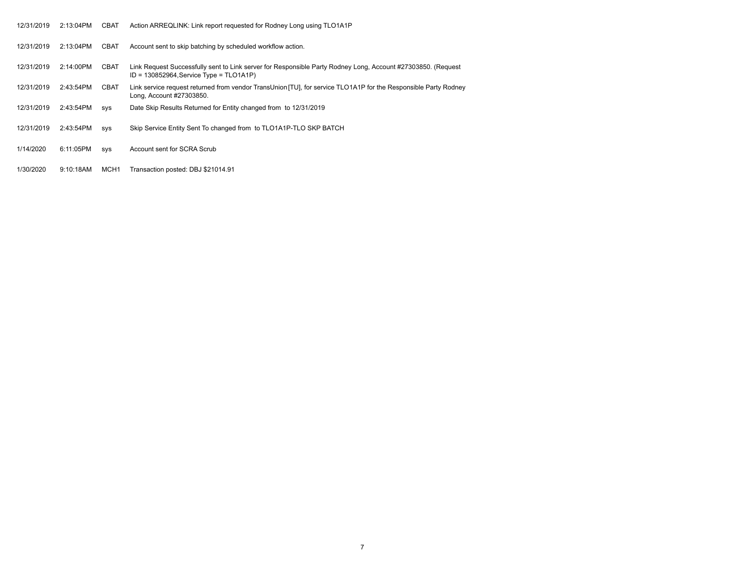| | | | |
|---|---|---|---|
| 12/31/2019 | 2:13:04PM | CBAT | Action ARREQLINK: Link report requested for Rodney Long using TLO1A1P |
| 12/31/2019 | 2:13:04PM | CBAT | Account sent to skip batching by scheduled workflow action. |
| 12/31/2019 | 2:14:00PM | CBAT | Link Request Successfully sent to Link server for Responsible Party Rodney Long, Account #27303850. (Request ID = 130852964,Service Type = TLO1A1P) |
| 12/31/2019 | 2:43:54PM | CBAT | Link service request returned from vendor TransUnion [TU], for service TLO1A1P for the Responsible Party Rodney Long, Account #27303850. |
| 12/31/2019 | 2:43:54PM | sys | Date Skip Results Returned for Entity changed from to 12/31/2019 |
| 12/31/2019 | 2:43:54PM | sys | Skip Service Entity Sent To changed from to TLO1A1P-TLO SKP BATCH |
| 1/14/2020 | 6:11:05PM | sys | Account sent for SCRA Scrub |
| 1/30/2020 | 9:10:18AM | MCH1 | Transaction posted: DBJ $21014.91 |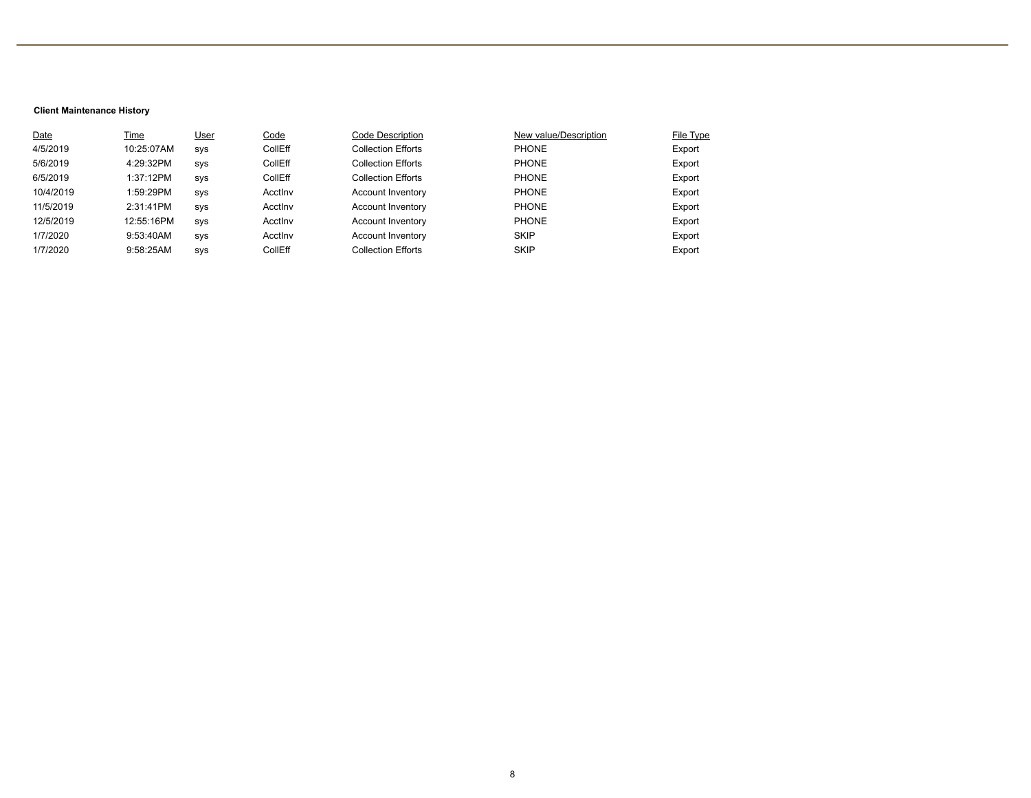**Client Maintenance History**

| Date | Time | User | Code | Code Description | New value/Description | File Type |
| --- | --- | --- | --- | --- | --- | --- |
| 4/5/2019 | 10:25:07AM | sys | CollEff | Collection Efforts | PHONE | Export |
| 5/6/2019 | 4:29:32PM | sys | CollEff | Collection Efforts | PHONE | Export |
| 6/5/2019 | 1:37:12PM | sys | CollEff | Collection Efforts | PHONE | Export |
| 10/4/2019 | 1:59:29PM | sys | AcctInv | Account Inventory | PHONE | Export |
| 11/5/2019 | 2:31:41PM | sys | AcctInv | Account Inventory | PHONE | Export |
| 12/5/2019 | 12:55:16PM | sys | AcctInv | Account Inventory | PHONE | Export |
| 1/7/2020 | 9:53:40AM | sys | AcctInv | Account Inventory | SKIP | Export |
| 1/7/2020 | 9:58:25AM | sys | CollEff | Collection Efforts | SKIP | Export |